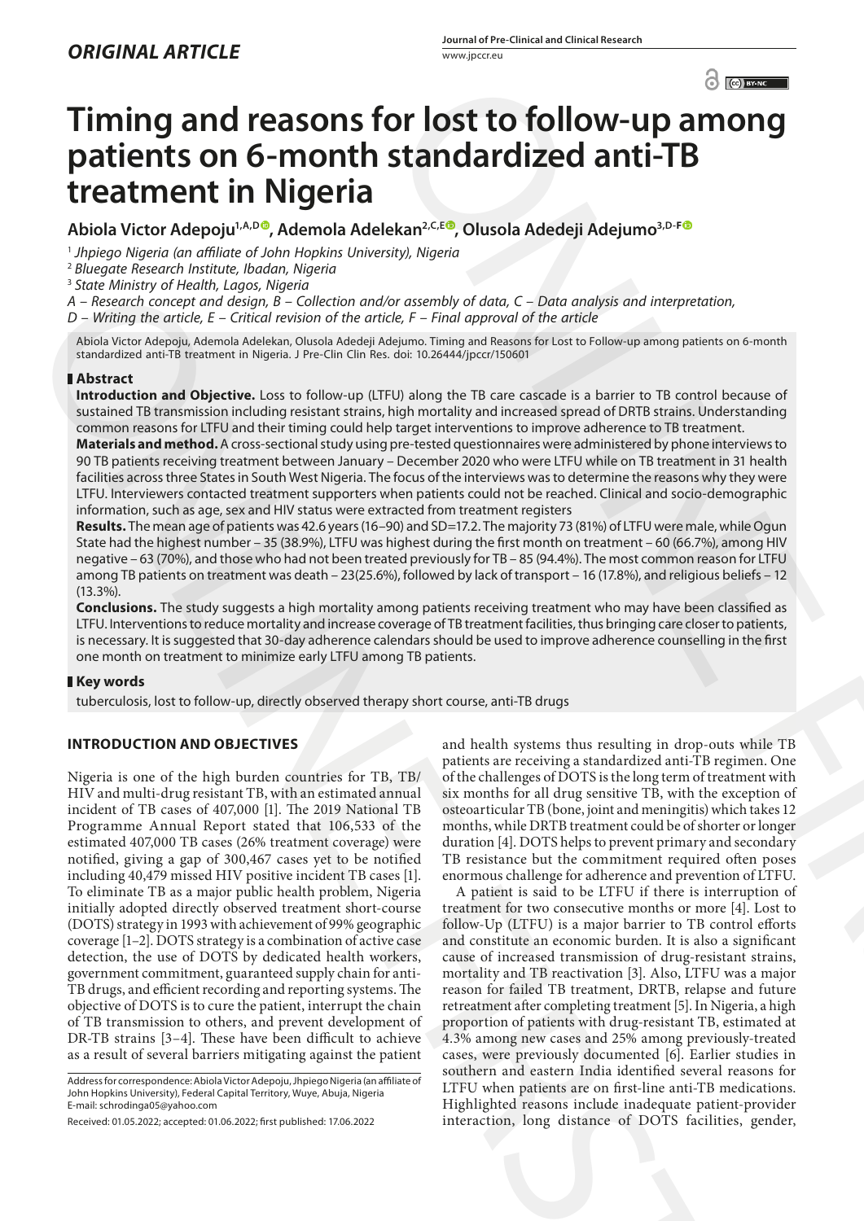*ORIGINAL ARTICLE*

# Timing and reasons for lost to follow-up among patients on 6-month standardized anti-TB treatment in Nigeria

**Abiola Victor Adepoju[1,A,D], Ademola Adelekan[2,C,E], Olusola Adedeji Adejumo[3,D-F]**

[1] *Jhpiego Nigeria (an affiliate of John Hopkins University), Nigeria*
[2] *Bluegate Research Institute, Ibadan, Nigeria*
[3] *State Ministry of Health, Lagos, Nigeria*

*A – Research concept and design, B – Collection and/or assembly of data, C – Data analysis and interpretation, D – Writing the article, E – Critical revision of the article, F – Final approval of the article*

Abiola Victor Adepoju, Ademola Adelekan, Olusola Adedeji Adejumo. Timing and Reasons for Lost to Follow-up among patients on 6-month standardized anti-TB treatment in Nigeria. J Pre-Clin Clin Res. doi: 10.26444/jpccr/150601

## Abstract

**Introduction and Objective.** Loss to follow-up (LTFU) along the TB care cascade is a barrier to TB control because of sustained TB transmission including resistant strains, high mortality and increased spread of DRTB strains. Understanding common reasons for LTFU and their timing could help target interventions to improve adherence to TB treatment.

**Materials and method.** A cross-sectional study using pre-tested questionnaires were administered by phone interviews to 90 TB patients receiving treatment between January – December 2020 who were LTFU while on TB treatment in 31 health facilities across three States in South West Nigeria. The focus of the interviews was to determine the reasons why they were LTFU. Interviewers contacted treatment supporters when patients could not be reached. Clinical and socio-demographic information, such as age, sex and HIV status were extracted from treatment registers

**Results.** The mean age of patients was 42.6 years (16–90) and SD=17.2. The majority 73 (81%) of LTFU were male, while Ogun State had the highest number – 35 (38.9%), LTFU was highest during the first month on treatment – 60 (66.7%), among HIV negative – 63 (70%), and those who had not been treated previously for TB – 85 (94.4%). The most common reason for LTFU among TB patients on treatment was death – 23(25.6%), followed by lack of transport – 16 (17.8%), and religious beliefs – 12 (13.3%).

**Conclusions.** The study suggests a high mortality among patients receiving treatment who may have been classified as LTFU. Interventions to reduce mortality and increase coverage of TB treatment facilities, thus bringing care closer to patients, is necessary. It is suggested that 30-day adherence calendars should be used to improve adherence counselling in the first one month on treatment to minimize early LTFU among TB patients.

## Key words

tuberculosis, lost to follow-up, directly observed therapy short course, anti-TB drugs

## INTRODUCTION AND OBJECTIVES

Nigeria is one of the high burden countries for TB, TB/HIV and multi-drug resistant TB, with an estimated annual incident of TB cases of 407,000 [1]. The 2019 National TB Programme Annual Report stated that 106,533 of the estimated 407,000 TB cases (26% treatment coverage) were notified, giving a gap of 300,467 cases yet to be notified including 40,479 missed HIV positive incident TB cases [1]. To eliminate TB as a major public health problem, Nigeria initially adopted directly observed treatment short-course (DOTS) strategy in 1993 with achievement of 99% geographic coverage [1–2]. DOTS strategy is a combination of active case detection, the use of DOTS by dedicated health workers, government commitment, guaranteed supply chain for anti-TB drugs, and efficient recording and reporting systems. The objective of DOTS is to cure the patient, interrupt the chain of TB transmission to others, and prevent development of DR-TB strains [3–4]. These have been difficult to achieve as a result of several barriers mitigating against the patient and health systems thus resulting in drop-outs while TB patients are receiving a standardized anti-TB regimen. One of the challenges of DOTS is the long term of treatment with six months for all drug sensitive TB, with the exception of osteoarticular TB (bone, joint and meningitis) which takes 12 months, while DRTB treatment could be of shorter or longer duration [4]. DOTS helps to prevent primary and secondary TB resistance but the commitment required often poses enormous challenge for adherence and prevention of LTFU.

A patient is said to be LTFU if there is interruption of treatment for two consecutive months or more [4]. Lost to follow-Up (LTFU) is a major barrier to TB control efforts and constitute an economic burden. It is also a significant cause of increased transmission of drug-resistant strains, mortality and TB reactivation [3]. Also, LTFU was a major reason for failed TB treatment, DRTB, relapse and future retreatment after completing treatment [5]. In Nigeria, a high proportion of patients with drug-resistant TB, estimated at 4.3% among new cases and 25% among previously-treated cases, were previously documented [6]. Earlier studies in southern and eastern India identified several reasons for LTFU when patients are on first-line anti-TB medications. Highlighted reasons include inadequate patient-provider interaction, long distance of DOTS facilities, gender,

Address for correspondence: Abiola Victor Adepoju, Jhpiego Nigeria (an affiliate of John Hopkins University), Federal Capital Territory, Wuye, Abuja, Nigeria
E-mail: schrodinga05@yahoo.com

Received: 01.05.2022; accepted: 01.06.2022; first published: 17.06.2022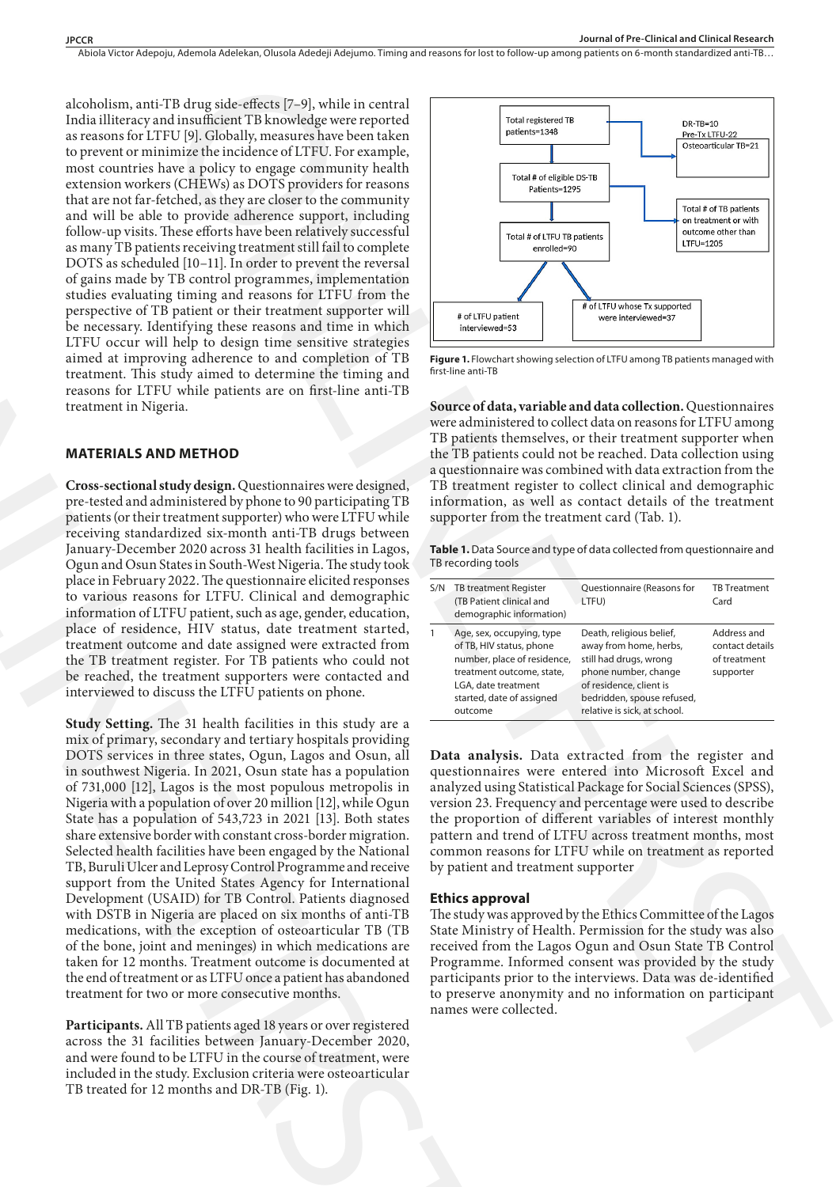alcoholism, anti-TB drug side-effects [7–9], while in central India illiteracy and insufficient TB knowledge were reported as reasons for LTFU [9]. Globally, measures have been taken to prevent or minimize the incidence of LTFU. For example, most countries have a policy to engage community health extension workers (CHEWs) as DOTS providers for reasons that are not far-fetched, as they are closer to the community and will be able to provide adherence support, including follow-up visits. These efforts have been relatively successful as many TB patients receiving treatment still fail to complete DOTS as scheduled [10–11]. In order to prevent the reversal of gains made by TB control programmes, implementation studies evaluating timing and reasons for LTFU from the perspective of TB patient or their treatment supporter will be necessary. Identifying these reasons and time in which LTFU occur will help to design time sensitive strategies aimed at improving adherence to and completion of TB treatment. This study aimed to determine the timing and reasons for LTFU while patients are on first-line anti-TB treatment in Nigeria.

## MATERIALS AND METHOD

**Cross-sectional study design.** Questionnaires were designed, pre-tested and administered by phone to 90 participating TB patients (or their treatment supporter) who were LTFU while receiving standardized six-month anti-TB drugs between January-December 2020 across 31 health facilities in Lagos, Ogun and Osun States in South-West Nigeria. The study took place in February 2022. The questionnaire elicited responses to various reasons for LTFU. Clinical and demographic information of LTFU patient, such as age, gender, education, place of residence, HIV status, date treatment started, treatment outcome and date assigned were extracted from the TB treatment register. For TB patients who could not be reached, the treatment supporters were contacted and interviewed to discuss the LTFU patients on phone.

**Study Setting.** The 31 health facilities in this study are a mix of primary, secondary and tertiary hospitals providing DOTS services in three states, Ogun, Lagos and Osun, all in southwest Nigeria. In 2021, Osun state has a population of 731,000 [12], Lagos is the most populous metropolis in Nigeria with a population of over 20 million [12], while Ogun State has a population of 543,723 in 2021 [13]. Both states share extensive border with constant cross-border migration. Selected health facilities have been engaged by the National TB, Buruli Ulcer and Leprosy Control Programme and receive support from the United States Agency for International Development (USAID) for TB Control. Patients diagnosed with DSTB in Nigeria are placed on six months of anti-TB medications, with the exception of osteoarticular TB (TB of the bone, joint and meninges) in which medications are taken for 12 months. Treatment outcome is documented at the end of treatment or as LTFU once a patient has abandoned treatment for two or more consecutive months.

**Participants.** All TB patients aged 18 years or over registered across the 31 facilities between January-December 2020, and were found to be LTFU in the course of treatment, were included in the study. Exclusion criteria were osteoarticular TB treated for 12 months and DR-TB (Fig. 1).

Total registered TB patients=1348 → DR-TB=10, Pre-Tx LTFU=22, Osteoarticular TB=21
Total # of eligible DS-TB Patients=1295 → Total # of TB patients on treatment or with outcome other than LTFU=1205
Total # of LTFU TB patients enrolled=90
# of LTFU patient interviewed=53 | # of LTFU whose Tx supported were interviewed=37

**Figure 1.** Flowchart showing selection of LTFU among TB patients managed with first-line anti-TB

**Source of data, variable and data collection.** Questionnaires were administered to collect data on reasons for LTFU among TB patients themselves, or their treatment supporter when the TB patients could not be reached. Data collection using a questionnaire was combined with data extraction from the TB treatment register to collect clinical and demographic information, as well as contact details of the treatment supporter from the treatment card (Tab. 1).

**Table 1.** Data Source and type of data collected from questionnaire and TB recording tools

| S/N | TB treatment Register (TB Patient clinical and demographic information) | Questionnaire (Reasons for LTFU) | TB Treatment Card |
|---|---|---|---|
| 1 | Age, sex, occupying, type of TB, HIV status, phone number, place of residence, treatment outcome, state, LGA, date treatment started, date of assigned outcome | Death, religious belief, away from home, herbs, still had drugs, wrong phone number, change of residence, client is bedridden, spouse refused, relative is sick, at school. | Address and contact details of treatment supporter |

**Data analysis.** Data extracted from the register and questionnaires were entered into Microsoft Excel and analyzed using Statistical Package for Social Sciences (SPSS), version 23. Frequency and percentage were used to describe the proportion of different variables of interest monthly pattern and trend of LTFU across treatment months, most common reasons for LTFU while on treatment as reported by patient and treatment supporter

### Ethics approval

The study was approved by the Ethics Committee of the Lagos State Ministry of Health. Permission for the study was also received from the Lagos Ogun and Osun State TB Control Programme. Informed consent was provided by the study participants prior to the interviews. Data was de-identified to preserve anonymity and no information on participant names were collected.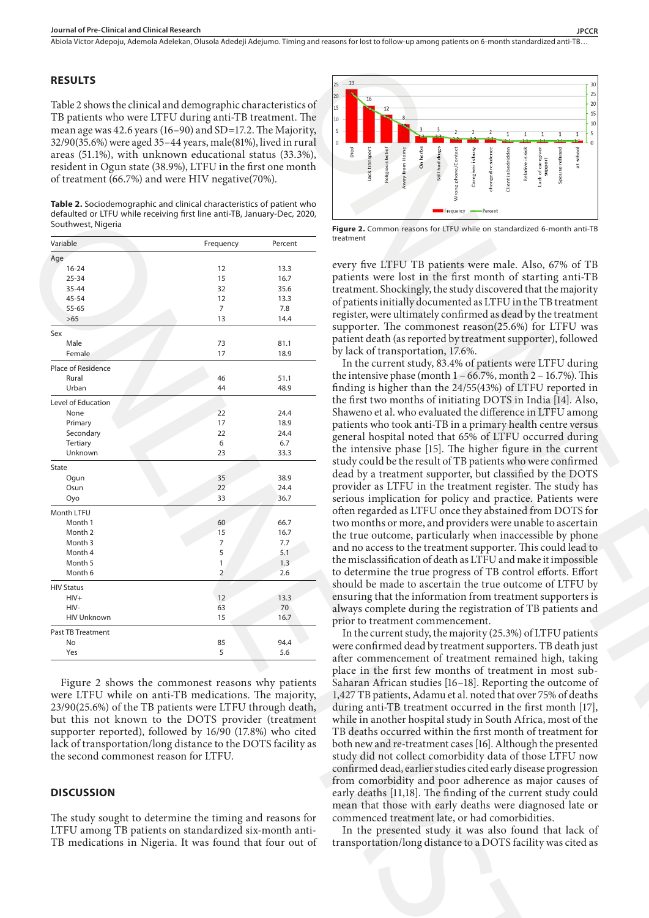## RESULTS

Table 2 shows the clinical and demographic characteristics of TB patients who were LTFU during anti-TB treatment. The mean age was 42.6 years (16–90) and SD=17.2. The Majority, 32/90(35.6%) were aged 35–44 years, male(81%), lived in rural areas (51.1%), with unknown educational status (33.3%), resident in Ogun state (38.9%), LTFU in the first one month of treatment (66.7%) and were HIV negative(70%).

**Table 2.** Sociodemographic and clinical characteristics of patient who defaulted or LTFU while receiving first line anti-TB, January-Dec, 2020, Southwest, Nigeria

| Variable | Frequency | Percent |
|---|---|---|
| **Age** | | |
| 16-24 | 12 | 13.3 |
| 25-34 | 15 | 16.7 |
| 35-44 | 32 | 35.6 |
| 45-54 | 12 | 13.3 |
| 55-65 | 7 | 7.8 |
| >65 | 13 | 14.4 |
| **Sex** | | |
| Male | 73 | 81.1 |
| Female | 17 | 18.9 |
| **Place of Residence** | | |
| Rural | 46 | 51.1 |
| Urban | 44 | 48.9 |
| **Level of Education** | | |
| None | 22 | 24.4 |
| Primary | 17 | 18.9 |
| Secondary | 22 | 24.4 |
| Tertiary | 6 | 6.7 |
| Unknown | 23 | 33.3 |
| **State** | | |
| Ogun | 35 | 38.9 |
| Osun | 22 | 24.4 |
| Oyo | 33 | 36.7 |
| **Month LTFU** | | |
| Month 1 | 60 | 66.7 |
| Month 2 | 15 | 16.7 |
| Month 3 | 7 | 7.7 |
| Month 4 | 5 | 5.1 |
| Month 5 | 1 | 1.3 |
| Month 6 | 2 | 2.6 |
| **HIV Status** | | |
| HIV+ | 12 | 13.3 |
| HIV- | 63 | 70 |
| HIV Unknown | 15 | 16.7 |
| **Past TB Treatment** | | |
| No | 85 | 94.4 |
| Yes | 5 | 5.6 |

Figure 2 shows the commonest reasons why patients were LTFU while on anti-TB medications. The majority, 23/90(25.6%) of the TB patients were LTFU through death, but this not known to the DOTS provider (treatment supporter reported), followed by 16/90 (17.8%) who cited lack of transportation/long distance to the DOTS facility as the second commonest reason for LTFU.

## DISCUSSION

The study sought to determine the timing and reasons for LTFU among TB patients on standardized six-month anti-TB medications in Nigeria. It was found that four out of every five LTFU TB patients were male. Also, 67% of TB patients were lost in the first month of starting anti-TB treatment. Shockingly, the study discovered that the majority of patients initially documented as LTFU in the TB treatment register, were ultimately confirmed as dead by the treatment supporter. The commonest reason(25.6%) for LTFU was patient death (as reported by treatment supporter), followed by lack of transportation, 17.6%.

**Figure 2.** Common reasons for LTFU while on standardized 6-month anti-TB treatment

In the current study, 83.4% of patients were LTFU during the intensive phase (month 1 – 66.7%, month 2 – 16.7%). This finding is higher than the 24/55(43%) of LTFU reported in the first two months of initiating DOTS in India [14]. Also, Shaweno et al. who evaluated the difference in LTFU among patients who took anti-TB in a primary health centre versus general hospital noted that 65% of LTFU occurred during the intensive phase [15]. The higher figure in the current study could be the result of TB patients who were confirmed dead by a treatment supporter, but classified by the DOTS provider as LTFU in the treatment register. The study has serious implication for policy and practice. Patients were often regarded as LTFU once they abstained from DOTS for two months or more, and providers were unable to ascertain the true outcome, particularly when inaccessible by phone and no access to the treatment supporter. This could lead to the misclassification of death as LTFU and make it impossible to determine the true progress of TB control efforts. Effort should be made to ascertain the true outcome of LTFU by ensuring that the information from treatment supporters is always complete during the registration of TB patients and prior to treatment commencement.

In the current study, the majority (25.3%) of LTFU patients were confirmed dead by treatment supporters. TB death just after commencement of treatment remained high, taking place in the first few months of treatment in most sub-Saharan African studies [16–18]. Reporting the outcome of 1,427 TB patients, Adamu et al. noted that over 75% of deaths during anti-TB treatment occurred in the first month [17], while in another hospital study in South Africa, most of the TB deaths occurred within the first month of treatment for both new and re-treatment cases [16]. Although the presented study did not collect comorbidity data of those LTFU now confirmed dead, earlier studies cited early disease progression from comorbidity and poor adherence as major causes of early deaths [11,18]. The finding of the current study could mean that those with early deaths were diagnosed late or commenced treatment late, or had comorbidities.

In the presented study it was also found that lack of transportation/long distance to a DOTS facility was cited as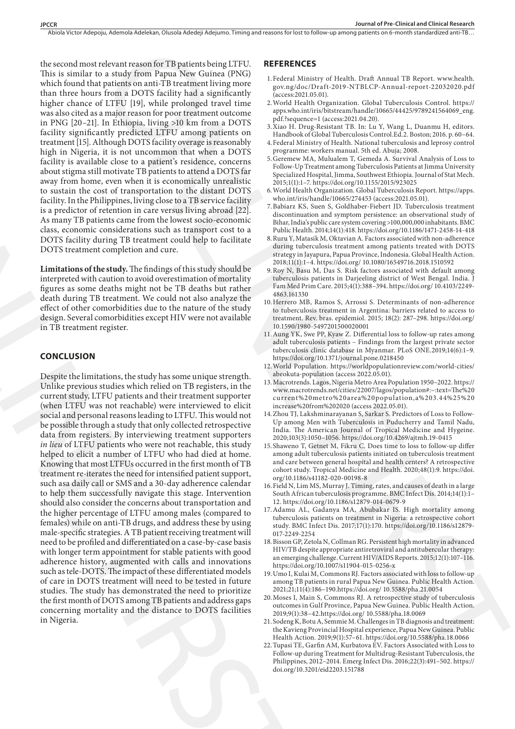the second most relevant reason for TB patients being LTFU. This is similar to a study from Papua New Guinea (PNG) which found that patients on anti-TB treatment living more than three hours from a DOTS facility had a significantly higher chance of LTFU [19], while prolonged travel time was also cited as a major reason for poor treatment outcome in PNG [20–21]. In Ethiopia, living >10 km from a DOTS facility significantly predicted LTFU among patients on treatment [15]. Although DOTS facility overage is reasonably high in Nigeria, it is not uncommon that when a DOTS facility is available close to a patient's residence, concerns about stigma still motivate TB patients to attend a DOTS far away from home, even when it is economically unrealistic to sustain the cost of transportation to the distant DOTS facility. In the Philippines, living close to a TB service facility is a predictor of retention in care versus living abroad [22]. As many TB patients came from the lowest socio-economic class, economic considerations such as transport cost to a DOTS facility during TB treatment could help to facilitate DOTS treatment completion and cure.

**Limitations of the study.** The findings of this study should be interpreted with caution to avoid overestimation of mortality figures as some deaths might not be TB deaths but rather death during TB treatment. We could not also analyze the effect of other comorbidities due to the nature of the study design. Several comorbidities except HIV were not available in TB treatment register.

## CONCLUSION

Despite the limitations, the study has some unique strength. Unlike previous studies which relied on TB registers, in the current study, LTFU patients and their treatment supporter (when LTFU was not reachable) were interviewed to elicit social and personal reasons leading to LTFU. This would not be possible through a study that only collected retrospective data from registers. By interviewing treatment supporters *in lieu* of LTFU patients who were not reachable, this study helped to elicit a number of LTFU who had died at home. Knowing that most LTFUs occurred in the first month of TB treatment re-iterates the need for intensified patient support, such asa daily call or SMS and a 30-day adherence calendar to help them successfully navigate this stage. Intervention should also consider the concerns about transportation and the higher percentage of LTFU among males (compared to females) while on anti-TB drugs, and address these by using male-specific strategies. A TB patient receiving treatment will need to be profiled and differentiated on a case-by-case basis with longer term appointment for stable patients with good adherence history, augmented with calls and innovations such as tele-DOTS. The impact of these differentiated models of care in DOTS treatment will need to be tested in future studies. The study has demonstrated the need to prioritize the first month of DOTS among TB patients and address gaps concerning mortality and the distance to DOTS facilities in Nigeria.

## REFERENCES

1. Federal Ministry of Health. Draft Annual TB Report. www.health.gov.ng/doc/Draft-2019-NTBLCP-Annual-report-22032020.pdf (access:2021.05.01).
2. World Health Organization. Global Tuberculosis Control. https://apps.who.int/iris/bitstream/handle/10665/44425/9789241564069_eng.pdf.?sequence=1 (access:2021.04.20).
3. Xiao H. Drug-Resistant TB. In: Lu Y, Wang L, Duanmu H, editors. Handbook of Global Tuberculosis Control.Ed.2. Boston; 2016. p. 60–64.
4. Federal Ministry of Health. National tuberculosis and leprosy control programme: workers manual. 5th ed. Abuja; 2008.
5. Geremew MA, Mulualem T, Gemeda A. Survival Analysis of Loss to Follow-Up Treatment among Tuberculosis Patients at Jimma University Specialized Hospital, Jimma, Southwest Ethiopia. Journal of Stat Mech. 2015;1(1):1–7. https://doi.org/10.1155/2015/923025
6. World Health Organization. Global Tuberculosis Report. https://apps.who.int/iris/handle/10665/274453 (access:2021.05.01).
7. Babiarz KS, Suen S, Goldhaber-Fiebert JD. Tuberculosis treatment discontinuation and symptom persistence: an observational study of Bihar, India's public care system covering >100,000,000 inhabitants. BMC Public Health. 2014;14(1):418. https://doi.org/10.1186/1471-2458-14-418
8. Ruru Y, Matasik M, Oktavian A. Factors associated with non-adherence during tuberculosis treatment among patients treated with DOTS strategy in Jayapura, Papua Province, Indonesia. Global Health Action. 2018;11(1):1–4. https://doi.org/ 10.1080/16549716.2018.1510592
9. Roy N, Basu M, Das S. Risk factors associated with default among tuberculosis patients in Darjeeling district of West Bengal. India. J Fam Med Prim Care. 2015;4(1):388–394. https://doi.org/ 10.4103/2249-4863.161330
10. Herrero MB, Ramos S, Arrossi S. Determinants of non-adherence to tuberculosis treatment in Argentina: barriers related to access to treatment. Rev. bras. epidemiol. 2015; 18(2): 287–298. https://doi.org/ 10.1590/1980-5497201500020001
11. Aung YK, Swe PP, Kyaw Z. Differential loss to follow-up rates among adult tuberculosis patients – Findings from the largest private sector tuberculosis clinic database in Myanmar. PLoS ONE.2019;14(6):1–9. https://doi.org/10.1371/journal.pone.0218450
12. World Population. https://worldpopulationreview.com/world-cities/abeokuta-population (access 2022.05.01).
13. Macrotrends. Lagos, Nigeria Metro Area Population 1950–2022. https://www.macrotrends.net/cities/22007/lagos/population#:~:text=The%20current%20metro%20area%20population,a%203.44%25%20increase%20from%202020 (access 2022.05.01).
14. Zhou TJ, Lakshminarayanan S, Sarkar S. Predictors of Loss to Follow-Up among Men with Tuberculosis in Puducherry and Tamil Nadu, India. The American Journal of Tropical Medicine and Hygeine. 2020;103(3):1050–1056. https://doi.org/10.4269/ajtmh.19-0415
15. Shaweno T, Getnet M, Fikru C. Does time to loss to follow-up differ among adult tuberculosis patients initiated on tuberculosis treatment and care between general hospital and health centers? A retrospective cohort study. Tropical Medicine and Health. 2020;48(1):9. https://doi.org/10.1186/s41182-020-00198-8
16. Field N, Lim MS, Murray J. Timing, rates, and causes of death in a large South African tuberculosis programme. BMC Infect Dis. 2014;14(1):1–12. https://doi.org/10.1186/s12879-014-0679-9
17. Adamu AL, Gadanya MA, Abubakar IS. High mortality among tuberculosis patients on treatment in Nigeria: a retrospective cohort study. BMC Infect Dis. 2017;17(1):170. https://doi.org/10.1186/s12879-017-2249-2254
18. Bisson GP, Zetola N, Collman RG. Persistent high mortality in advanced HIV/TB despite appropriate antiretroviral and antitubercular therapy: an emerging challenge. Current HIV/AIDS Reports. 2015;12(1):107–116. https://doi.org/10.1007/s11904-015-0256-x
19. Umo I, Kulai M, Commons RJ. Factors associated with loss to follow-up among TB patients in rural Papua New Guinea. Public Health Action. 2021;21;11(4):186–190.https://doi.org/ 10.5588/pha.21.0054
20. Moses I, Main S, Commons RJ. A retrospective study of tuberculosis outcomes in Gulf Province, Papua New Guinea. Public Health Action. 2019;9(1):38–42.https://doi.org/ 10.5588/pha.18.0069
21. Sodeng K, Botu A, Semmie M. Challenges in TB diagnosis and treatment: the Kavieng Provincial Hospital experience, Papua New Guinea. Public Health Action. 2019;9(1):57–61. https://doi.org/10.5588/pha.18.0066
22. Tupasi TE, Garfin AM, Kurbatova EV. Factors Associated with Loss to Follow-up during Treatment for Multidrug-Resistant Tuberculosis, the Philippines, 2012–2014. Emerg Infect Dis. 2016;22(3):491–502. https://doi.org/10.3201/eid2203.151788